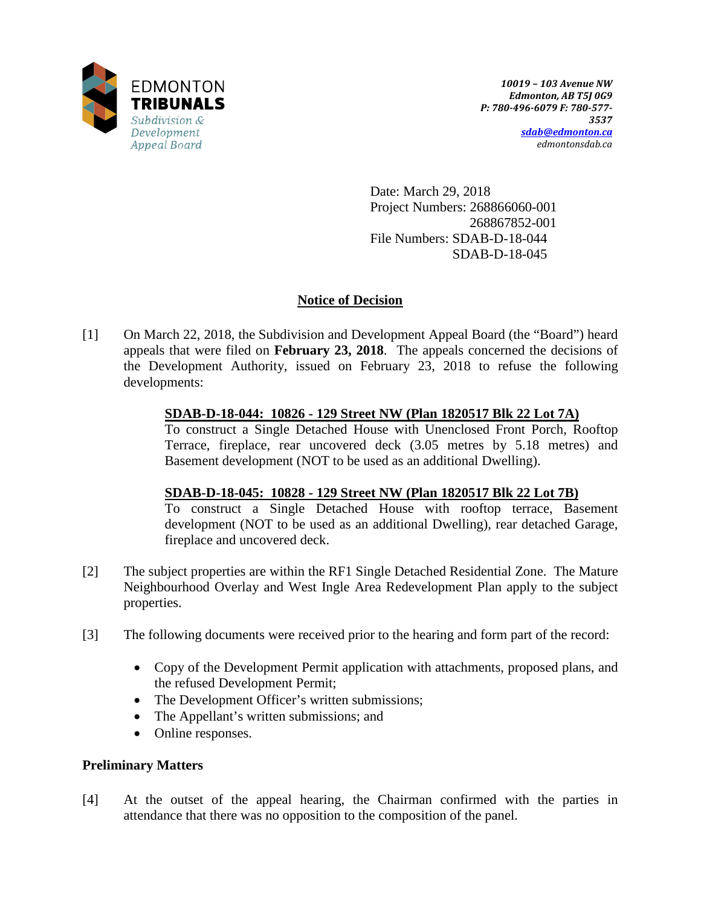EDMONTON
**TRIBUNALS**
*Subdivision & Development Appeal Board*

*10019 – 103 Avenue NW*
*Edmonton, AB T5J 0G9*
*P: 780-496-6079 F: 780-577-3537*
*sdab@edmonton.ca*
*edmontonsdab.ca*

Date: March 29, 2018
Project Numbers: 268866060-001
268867852-001
File Numbers: SDAB-D-18-044
SDAB-D-18-045

## Notice of Decision

[1] On March 22, 2018, the Subdivision and Development Appeal Board (the "Board") heard appeals that were filed on **February 23, 2018**. The appeals concerned the decisions of the Development Authority, issued on February 23, 2018 to refuse the following developments:

**SDAB-D-18-044: 10826 - 129 Street NW (Plan 1820517 Blk 22 Lot 7A)**
To construct a Single Detached House with Unenclosed Front Porch, Rooftop Terrace, fireplace, rear uncovered deck (3.05 metres by 5.18 metres) and Basement development (NOT to be used as an additional Dwelling).

**SDAB-D-18-045: 10828 - 129 Street NW (Plan 1820517 Blk 22 Lot 7B)**
To construct a Single Detached House with rooftop terrace, Basement development (NOT to be used as an additional Dwelling), rear detached Garage, fireplace and uncovered deck.

[2] The subject properties are within the RF1 Single Detached Residential Zone. The Mature Neighbourhood Overlay and West Ingle Area Redevelopment Plan apply to the subject properties.

[3] The following documents were received prior to the hearing and form part of the record:

- Copy of the Development Permit application with attachments, proposed plans, and the refused Development Permit;
- The Development Officer's written submissions;
- The Appellant's written submissions; and
- Online responses.

### Preliminary Matters

[4] At the outset of the appeal hearing, the Chairman confirmed with the parties in attendance that there was no opposition to the composition of the panel.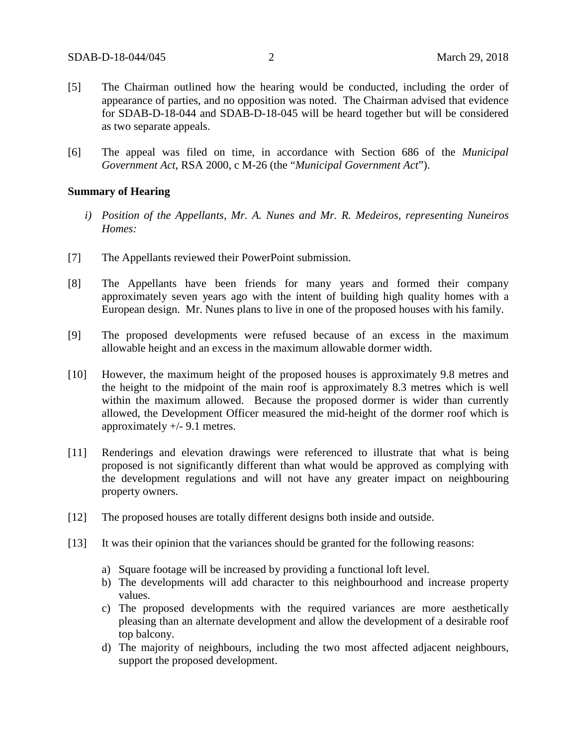[5] The Chairman outlined how the hearing would be conducted, including the order of appearance of parties, and no opposition was noted. The Chairman advised that evidence for SDAB-D-18-044 and SDAB-D-18-045 will be heard together but will be considered as two separate appeals.

[6] The appeal was filed on time, in accordance with Section 686 of the *Municipal Government Act*, RSA 2000, c M-26 (the "*Municipal Government Act*").

**Summary of Hearing**

*i) Position of the Appellants, Mr. A. Nunes and Mr. R. Medeiros, representing Nuneiros Homes:*

[7] The Appellants reviewed their PowerPoint submission.

[8] The Appellants have been friends for many years and formed their company approximately seven years ago with the intent of building high quality homes with a European design. Mr. Nunes plans to live in one of the proposed houses with his family.

[9] The proposed developments were refused because of an excess in the maximum allowable height and an excess in the maximum allowable dormer width.

[10] However, the maximum height of the proposed houses is approximately 9.8 metres and the height to the midpoint of the main roof is approximately 8.3 metres which is well within the maximum allowed. Because the proposed dormer is wider than currently allowed, the Development Officer measured the mid-height of the dormer roof which is approximately +/- 9.1 metres.

[11] Renderings and elevation drawings were referenced to illustrate that what is being proposed is not significantly different than what would be approved as complying with the development regulations and will not have any greater impact on neighbouring property owners.

[12] The proposed houses are totally different designs both inside and outside.

[13] It was their opinion that the variances should be granted for the following reasons:

a) Square footage will be increased by providing a functional loft level.
b) The developments will add character to this neighbourhood and increase property values.
c) The proposed developments with the required variances are more aesthetically pleasing than an alternate development and allow the development of a desirable roof top balcony.
d) The majority of neighbours, including the two most affected adjacent neighbours, support the proposed development.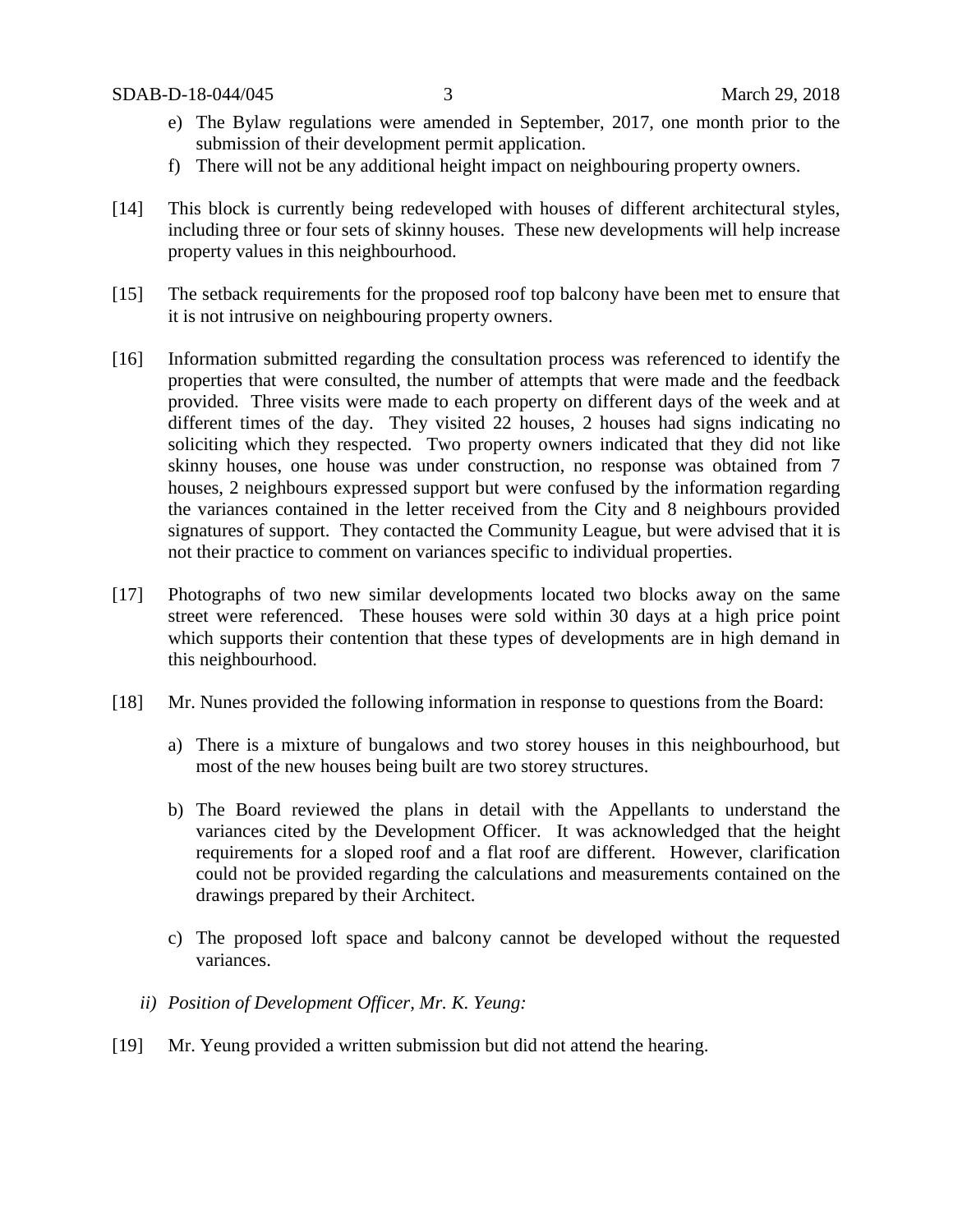e) The Bylaw regulations were amended in September, 2017, one month prior to the submission of their development permit application.

f) There will not be any additional height impact on neighbouring property owners.

[14] This block is currently being redeveloped with houses of different architectural styles, including three or four sets of skinny houses. These new developments will help increase property values in this neighbourhood.

[15] The setback requirements for the proposed roof top balcony have been met to ensure that it is not intrusive on neighbouring property owners.

[16] Information submitted regarding the consultation process was referenced to identify the properties that were consulted, the number of attempts that were made and the feedback provided. Three visits were made to each property on different days of the week and at different times of the day. They visited 22 houses, 2 houses had signs indicating no soliciting which they respected. Two property owners indicated that they did not like skinny houses, one house was under construction, no response was obtained from 7 houses, 2 neighbours expressed support but were confused by the information regarding the variances contained in the letter received from the City and 8 neighbours provided signatures of support. They contacted the Community League, but were advised that it is not their practice to comment on variances specific to individual properties.

[17] Photographs of two new similar developments located two blocks away on the same street were referenced. These houses were sold within 30 days at a high price point which supports their contention that these types of developments are in high demand in this neighbourhood.

[18] Mr. Nunes provided the following information in response to questions from the Board:

a) There is a mixture of bungalows and two storey houses in this neighbourhood, but most of the new houses being built are two storey structures.

b) The Board reviewed the plans in detail with the Appellants to understand the variances cited by the Development Officer. It was acknowledged that the height requirements for a sloped roof and a flat roof are different. However, clarification could not be provided regarding the calculations and measurements contained on the drawings prepared by their Architect.

c) The proposed loft space and balcony cannot be developed without the requested variances.

*ii) Position of Development Officer, Mr. K. Yeung:*

[19] Mr. Yeung provided a written submission but did not attend the hearing.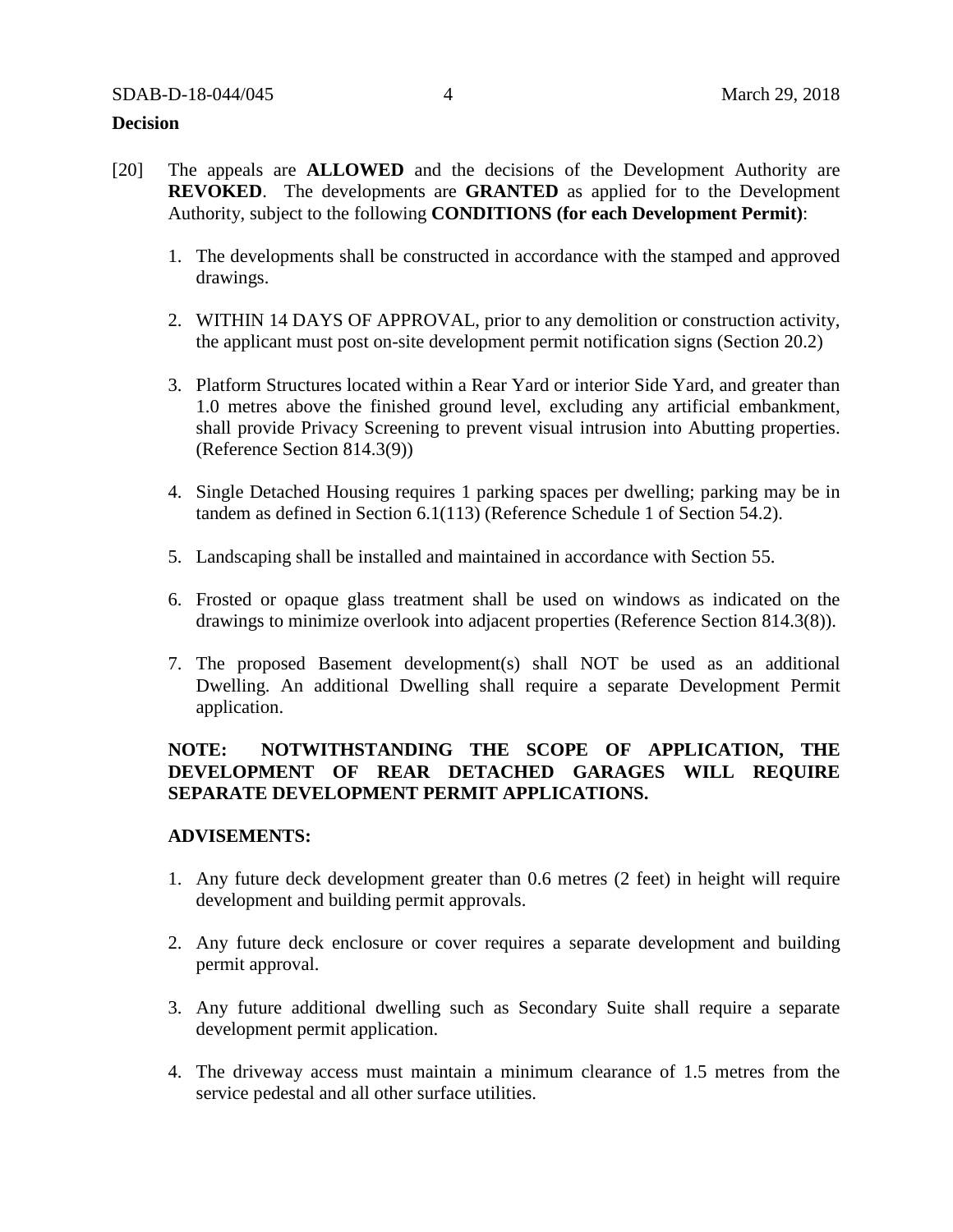**Decision**

[20] The appeals are **ALLOWED** and the decisions of the Development Authority are **REVOKED**. The developments are **GRANTED** as applied for to the Development Authority, subject to the following **CONDITIONS (for each Development Permit)**:

1. The developments shall be constructed in accordance with the stamped and approved drawings.

2. WITHIN 14 DAYS OF APPROVAL, prior to any demolition or construction activity, the applicant must post on-site development permit notification signs (Section 20.2)

3. Platform Structures located within a Rear Yard or interior Side Yard, and greater than 1.0 metres above the finished ground level, excluding any artificial embankment, shall provide Privacy Screening to prevent visual intrusion into Abutting properties. (Reference Section 814.3(9))

4. Single Detached Housing requires 1 parking spaces per dwelling; parking may be in tandem as defined in Section 6.1(113) (Reference Schedule 1 of Section 54.2).

5. Landscaping shall be installed and maintained in accordance with Section 55.

6. Frosted or opaque glass treatment shall be used on windows as indicated on the drawings to minimize overlook into adjacent properties (Reference Section 814.3(8)).

7. The proposed Basement development(s) shall NOT be used as an additional Dwelling. An additional Dwelling shall require a separate Development Permit application.

**NOTE: NOTWITHSTANDING THE SCOPE OF APPLICATION, THE DEVELOPMENT OF REAR DETACHED GARAGES WILL REQUIRE SEPARATE DEVELOPMENT PERMIT APPLICATIONS.**

**ADVISEMENTS:**

1. Any future deck development greater than 0.6 metres (2 feet) in height will require development and building permit approvals.

2. Any future deck enclosure or cover requires a separate development and building permit approval.

3. Any future additional dwelling such as Secondary Suite shall require a separate development permit application.

4. The driveway access must maintain a minimum clearance of 1.5 metres from the service pedestal and all other surface utilities.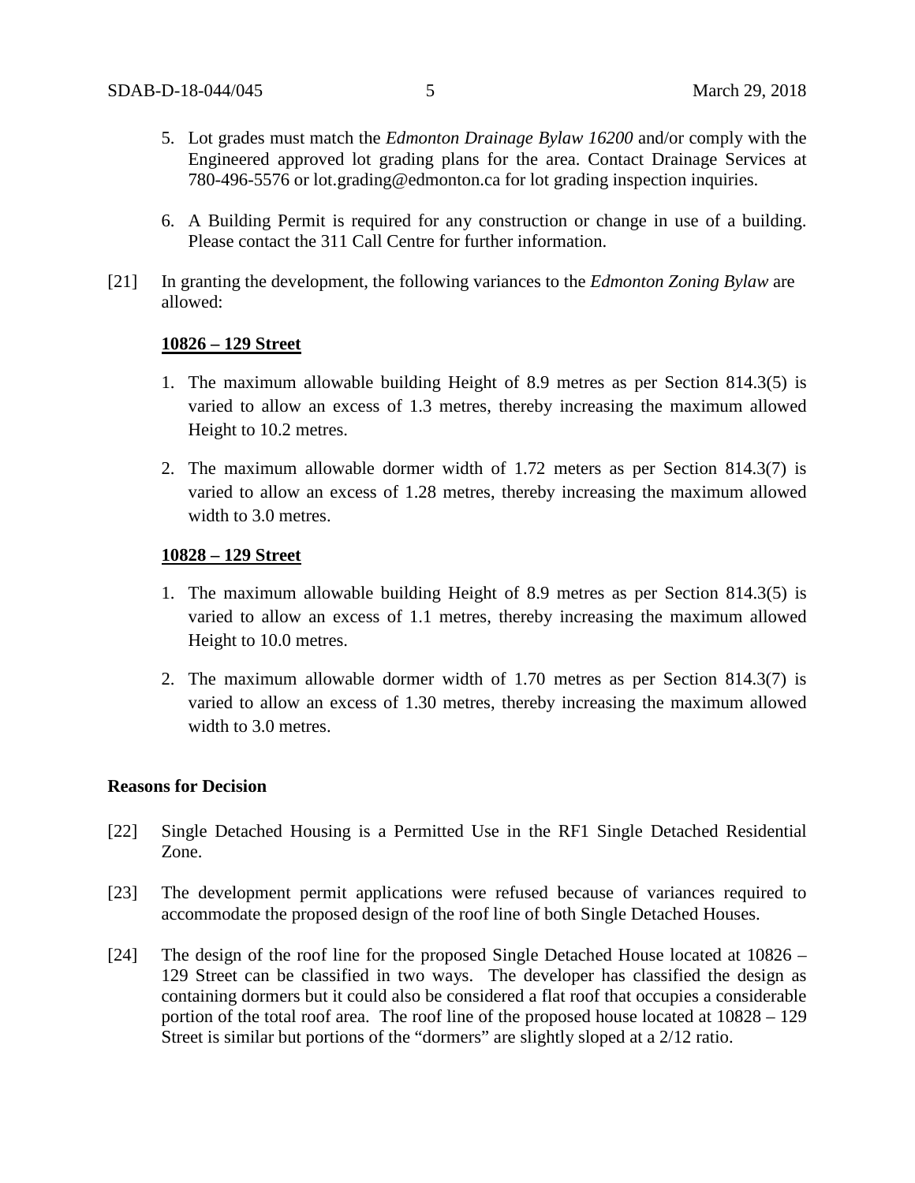5. Lot grades must match the *Edmonton Drainage Bylaw 16200* and/or comply with the Engineered approved lot grading plans for the area. Contact Drainage Services at 780-496-5576 or lot.grading@edmonton.ca for lot grading inspection inquiries.

6. A Building Permit is required for any construction or change in use of a building. Please contact the 311 Call Centre for further information.

[21] In granting the development, the following variances to the *Edmonton Zoning Bylaw* are allowed:

**<u>10826 – 129 Street</u>**

1. The maximum allowable building Height of 8.9 metres as per Section 814.3(5) is varied to allow an excess of 1.3 metres, thereby increasing the maximum allowed Height to 10.2 metres.

2. The maximum allowable dormer width of 1.72 meters as per Section 814.3(7) is varied to allow an excess of 1.28 metres, thereby increasing the maximum allowed width to 3.0 metres.

**<u>10828 – 129 Street</u>**

1. The maximum allowable building Height of 8.9 metres as per Section 814.3(5) is varied to allow an excess of 1.1 metres, thereby increasing the maximum allowed Height to 10.0 metres.

2. The maximum allowable dormer width of 1.70 metres as per Section 814.3(7) is varied to allow an excess of 1.30 metres, thereby increasing the maximum allowed width to 3.0 metres.

**Reasons for Decision**

[22] Single Detached Housing is a Permitted Use in the RF1 Single Detached Residential Zone.

[23] The development permit applications were refused because of variances required to accommodate the proposed design of the roof line of both Single Detached Houses.

[24] The design of the roof line for the proposed Single Detached House located at 10826 – 129 Street can be classified in two ways. The developer has classified the design as containing dormers but it could also be considered a flat roof that occupies a considerable portion of the total roof area. The roof line of the proposed house located at 10828 – 129 Street is similar but portions of the "dormers" are slightly sloped at a 2/12 ratio.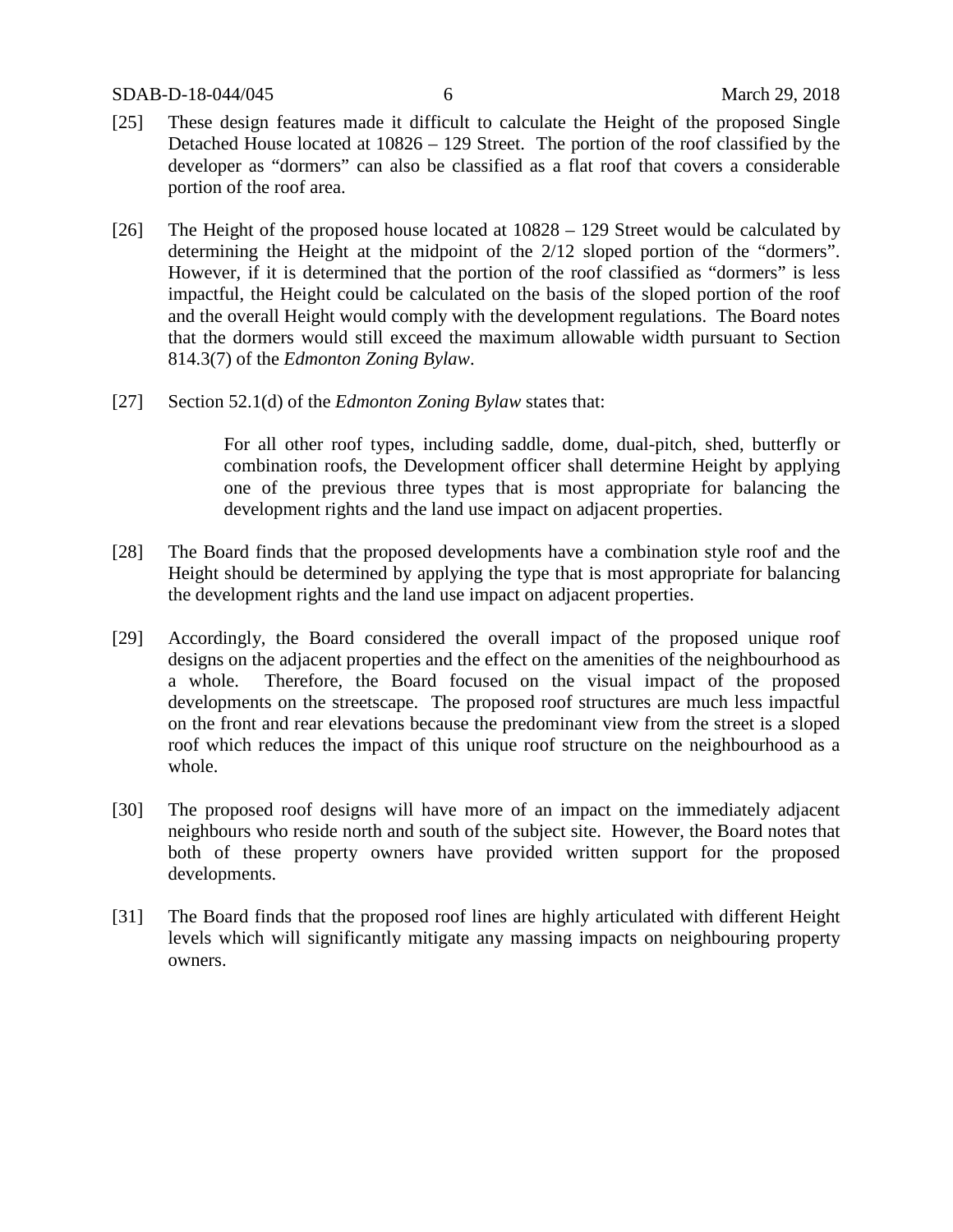[25] These design features made it difficult to calculate the Height of the proposed Single Detached House located at 10826 – 129 Street. The portion of the roof classified by the developer as "dormers" can also be classified as a flat roof that covers a considerable portion of the roof area.

[26] The Height of the proposed house located at 10828 – 129 Street would be calculated by determining the Height at the midpoint of the 2/12 sloped portion of the "dormers". However, if it is determined that the portion of the roof classified as "dormers" is less impactful, the Height could be calculated on the basis of the sloped portion of the roof and the overall Height would comply with the development regulations. The Board notes that the dormers would still exceed the maximum allowable width pursuant to Section 814.3(7) of the *Edmonton Zoning Bylaw*.

[27] Section 52.1(d) of the *Edmonton Zoning Bylaw* states that:

> For all other roof types, including saddle, dome, dual-pitch, shed, butterfly or combination roofs, the Development officer shall determine Height by applying one of the previous three types that is most appropriate for balancing the development rights and the land use impact on adjacent properties.

[28] The Board finds that the proposed developments have a combination style roof and the Height should be determined by applying the type that is most appropriate for balancing the development rights and the land use impact on adjacent properties.

[29] Accordingly, the Board considered the overall impact of the proposed unique roof designs on the adjacent properties and the effect on the amenities of the neighbourhood as a whole. Therefore, the Board focused on the visual impact of the proposed developments on the streetscape. The proposed roof structures are much less impactful on the front and rear elevations because the predominant view from the street is a sloped roof which reduces the impact of this unique roof structure on the neighbourhood as a whole.

[30] The proposed roof designs will have more of an impact on the immediately adjacent neighbours who reside north and south of the subject site. However, the Board notes that both of these property owners have provided written support for the proposed developments.

[31] The Board finds that the proposed roof lines are highly articulated with different Height levels which will significantly mitigate any massing impacts on neighbouring property owners.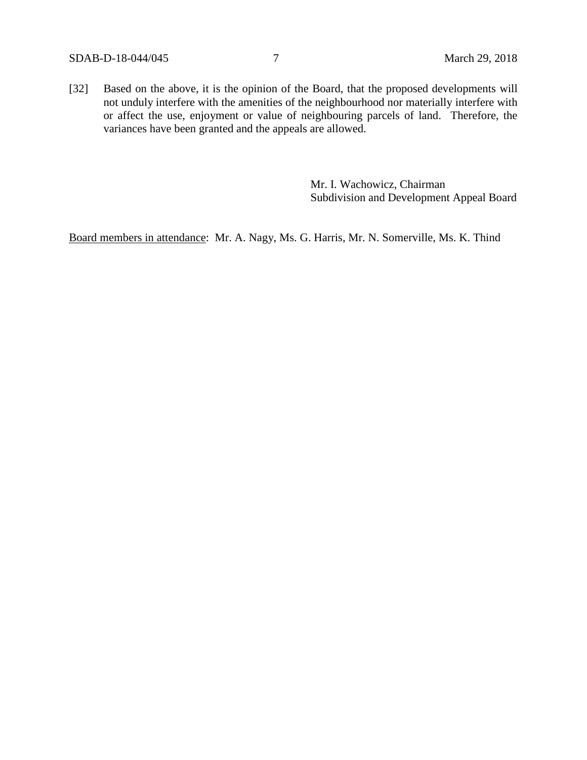[32] Based on the above, it is the opinion of the Board, that the proposed developments will not unduly interfere with the amenities of the neighbourhood nor materially interfere with or affect the use, enjoyment or value of neighbouring parcels of land. Therefore, the variances have been granted and the appeals are allowed.

Mr. I. Wachowicz, Chairman
Subdivision and Development Appeal Board

<u>Board members in attendance</u>: Mr. A. Nagy, Ms. G. Harris, Mr. N. Somerville, Ms. K. Thind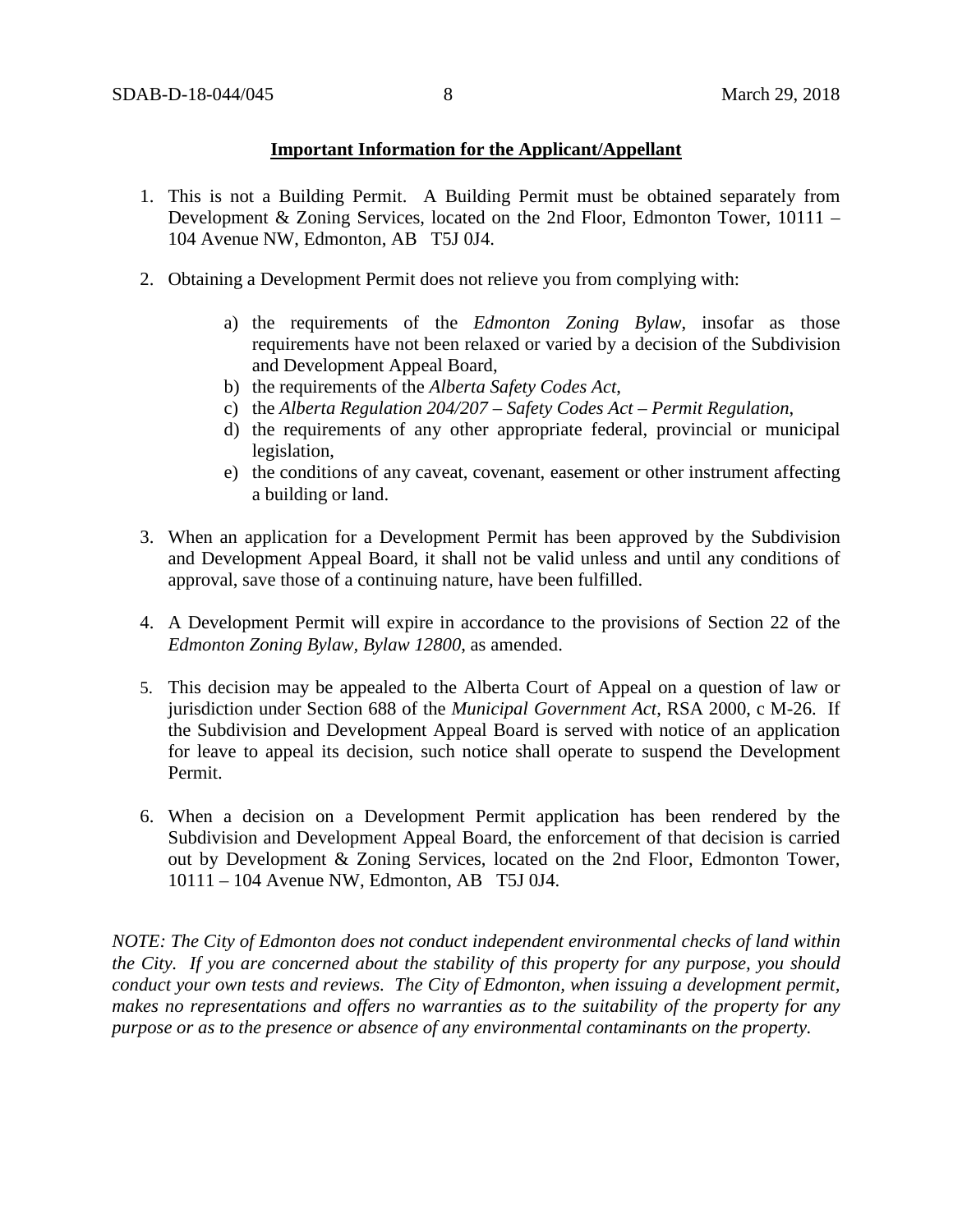**Important Information for the Applicant/Appellant**

1. This is not a Building Permit. A Building Permit must be obtained separately from Development & Zoning Services, located on the 2nd Floor, Edmonton Tower, 10111 – 104 Avenue NW, Edmonton, AB T5J 0J4.

2. Obtaining a Development Permit does not relieve you from complying with:

    a) the requirements of the *Edmonton Zoning Bylaw*, insofar as those requirements have not been relaxed or varied by a decision of the Subdivision and Development Appeal Board,
    b) the requirements of the *Alberta Safety Codes Act*,
    c) the *Alberta Regulation 204/207 – Safety Codes Act – Permit Regulation*,
    d) the requirements of any other appropriate federal, provincial or municipal legislation,
    e) the conditions of any caveat, covenant, easement or other instrument affecting a building or land.

3. When an application for a Development Permit has been approved by the Subdivision and Development Appeal Board, it shall not be valid unless and until any conditions of approval, save those of a continuing nature, have been fulfilled.

4. A Development Permit will expire in accordance to the provisions of Section 22 of the *Edmonton Zoning Bylaw, Bylaw 12800*, as amended.

5. This decision may be appealed to the Alberta Court of Appeal on a question of law or jurisdiction under Section 688 of the *Municipal Government Act*, RSA 2000, c M-26. If the Subdivision and Development Appeal Board is served with notice of an application for leave to appeal its decision, such notice shall operate to suspend the Development Permit.

6. When a decision on a Development Permit application has been rendered by the Subdivision and Development Appeal Board, the enforcement of that decision is carried out by Development & Zoning Services, located on the 2nd Floor, Edmonton Tower, 10111 – 104 Avenue NW, Edmonton, AB T5J 0J4.

*NOTE: The City of Edmonton does not conduct independent environmental checks of land within the City. If you are concerned about the stability of this property for any purpose, you should conduct your own tests and reviews. The City of Edmonton, when issuing a development permit, makes no representations and offers no warranties as to the suitability of the property for any purpose or as to the presence or absence of any environmental contaminants on the property.*